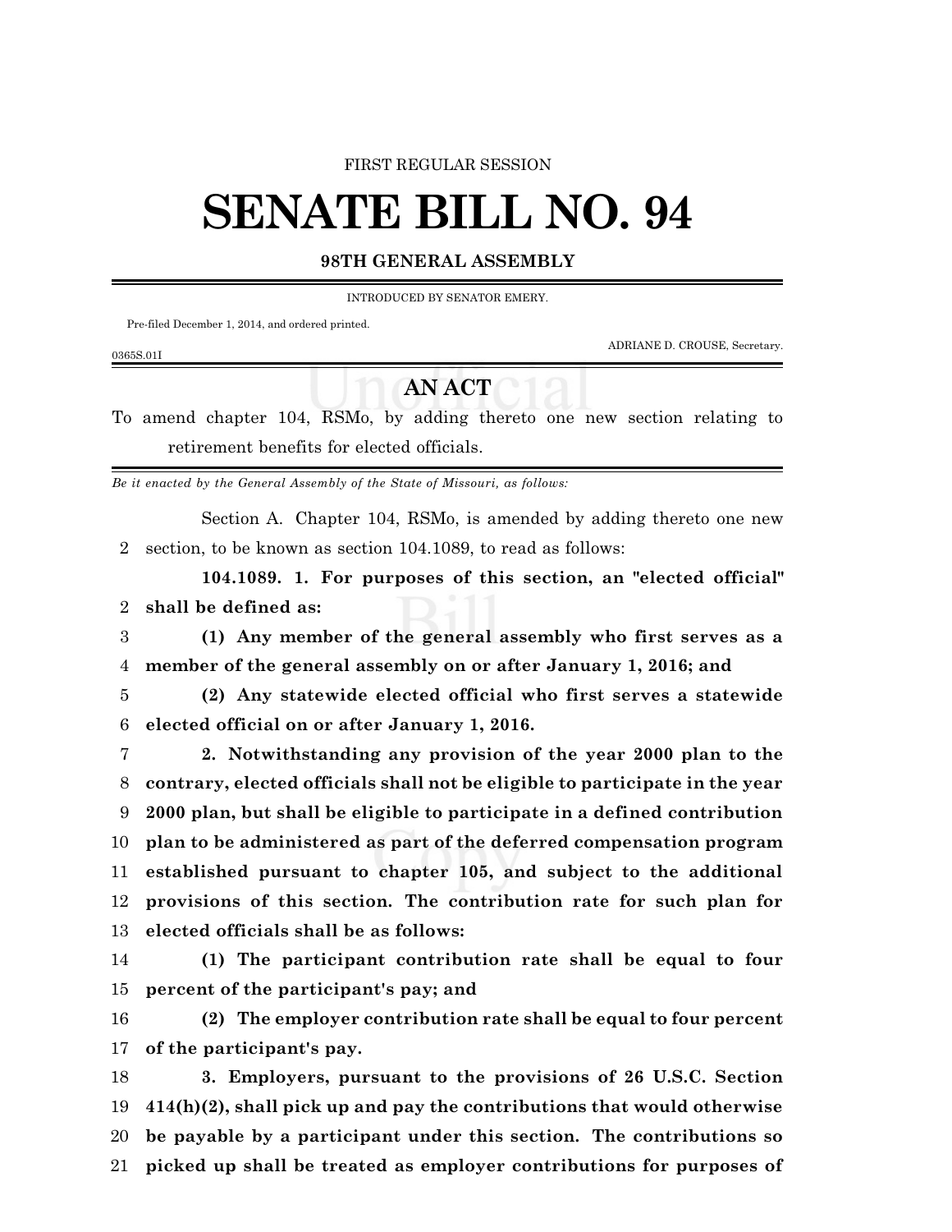FIRST REGULAR SESSION

# SENATE BILL NO. 94

## 98TH GENERAL ASSEMBLY

INTRODUCED BY SENATOR EMERY.

Pre-filed December 1, 2014, and ordered printed.

ADRIANE D. CROUSE, Secretary.

0365S.01I

## AN ACT

To amend chapter 104, RSMo, by adding thereto one new section relating to retirement benefits for elected officials.

*Be it enacted by the General Assembly of the State of Missouri, as follows:*

Section A. Chapter 104, RSMo, is amended by adding thereto one new section, to be known as section 104.1089, to read as follows:

**104.1089. 1. For purposes of this section, an "elected official" shall be defined as:**

**(1) Any member of the general assembly who first serves as a member of the general assembly on or after January 1, 2016; and**

**(2) Any statewide elected official who first serves a statewide elected official on or after January 1, 2016.**

**2. Notwithstanding any provision of the year 2000 plan to the contrary, elected officials shall not be eligible to participate in the year 2000 plan, but shall be eligible to participate in a defined contribution plan to be administered as part of the deferred compensation program established pursuant to chapter 105, and subject to the additional provisions of this section. The contribution rate for such plan for elected officials shall be as follows:**

**(1) The participant contribution rate shall be equal to four percent of the participant's pay; and**

**(2) The employer contribution rate shall be equal to four percent of the participant's pay.**

**3. Employers, pursuant to the provisions of 26 U.S.C. Section 414(h)(2), shall pick up and pay the contributions that would otherwise be payable by a participant under this section. The contributions so picked up shall be treated as employer contributions for purposes of**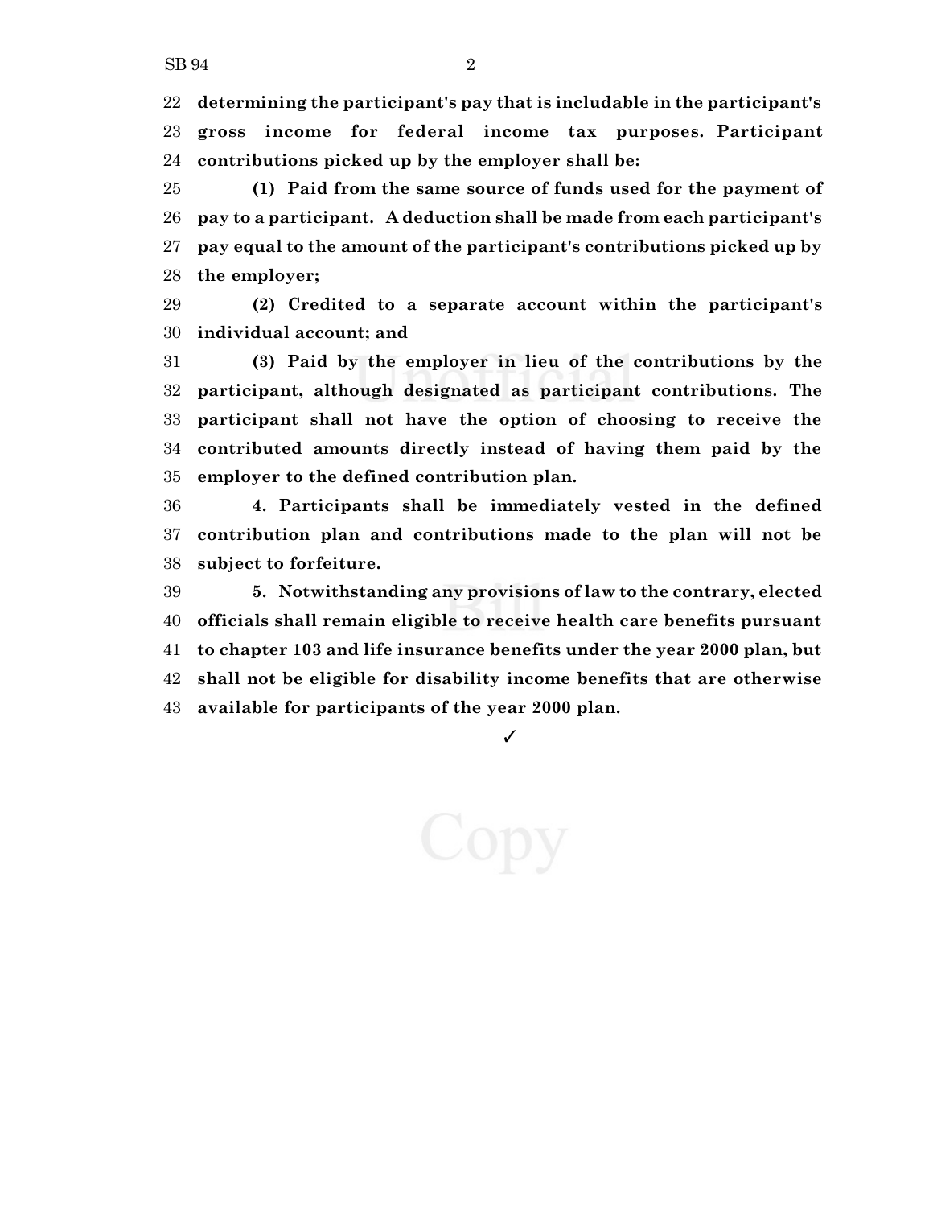**determining the participant's pay that is includable in the participant's gross income for federal income tax purposes. Participant contributions picked up by the employer shall be:**

**(1) Paid from the same source of funds used for the payment of pay to a participant. A deduction shall be made from each participant's pay equal to the amount of the participant's contributions picked up by the employer;**

**(2) Credited to a separate account within the participant's individual account; and**

**(3) Paid by the employer in lieu of the contributions by the participant, although designated as participant contributions. The participant shall not have the option of choosing to receive the contributed amounts directly instead of having them paid by the employer to the defined contribution plan.**

**4. Participants shall be immediately vested in the defined contribution plan and contributions made to the plan will not be subject to forfeiture.**

**5. Notwithstanding any provisions of law to the contrary, elected officials shall remain eligible to receive health care benefits pursuant to chapter 103 and life insurance benefits under the year 2000 plan, but shall not be eligible for disability income benefits that are otherwise available for participants of the year 2000 plan.**

✓